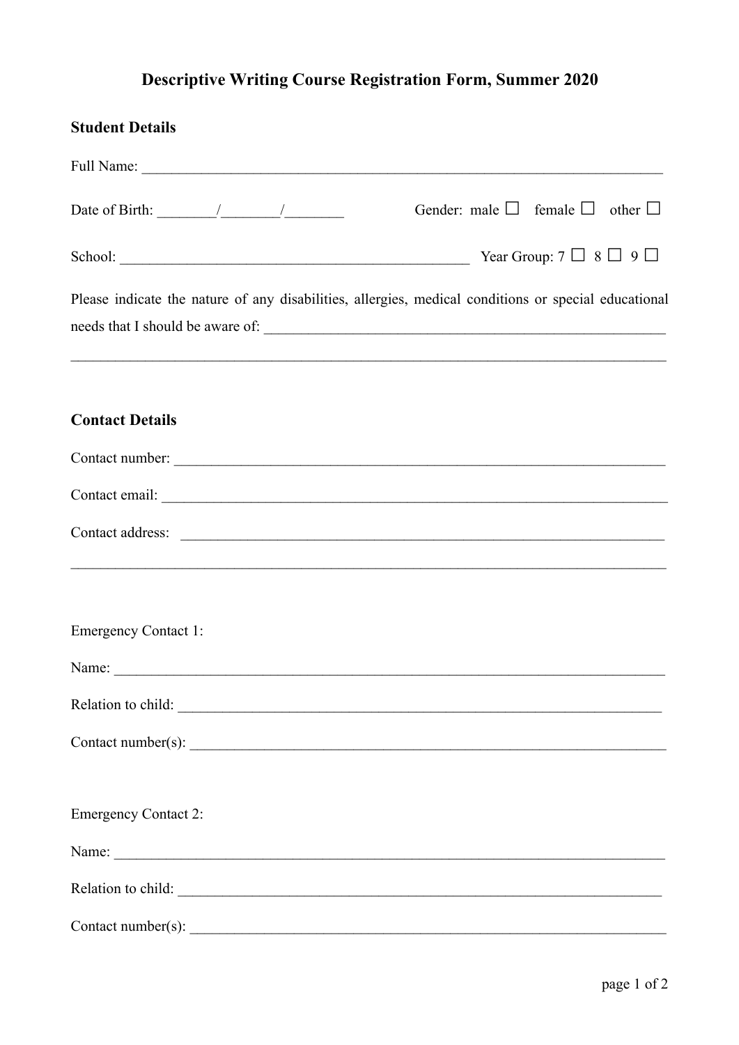# Descriptive Writing Course Registration Form, Summer 2020

## Student Details

Full Name: ___________________________________________________________________________

Date of Birth: ________/________/________ Gender: male ☐ female ☐ other ☐

School: _________________________________________________ Year Group: 7 ☐ 8 ☐ 9 ☐

Please indicate the nature of any disabilities, allergies, medical conditions or special educational needs that I should be aware of: _________________________________________________________

____________________________________________________________________________________

## Contact Details

Contact number: ____________________________________________________________________

Contact email: ______________________________________________________________________

Contact address: ____________________________________________________________________

____________________________________________________________________________________

Emergency Contact 1:

Name: _____________________________________________________________________________

Relation to child: ____________________________________________________________________

Contact number(s): __________________________________________________________________

Emergency Contact 2:

Name: _____________________________________________________________________________

Relation to child: ____________________________________________________________________

Contact number(s): __________________________________________________________________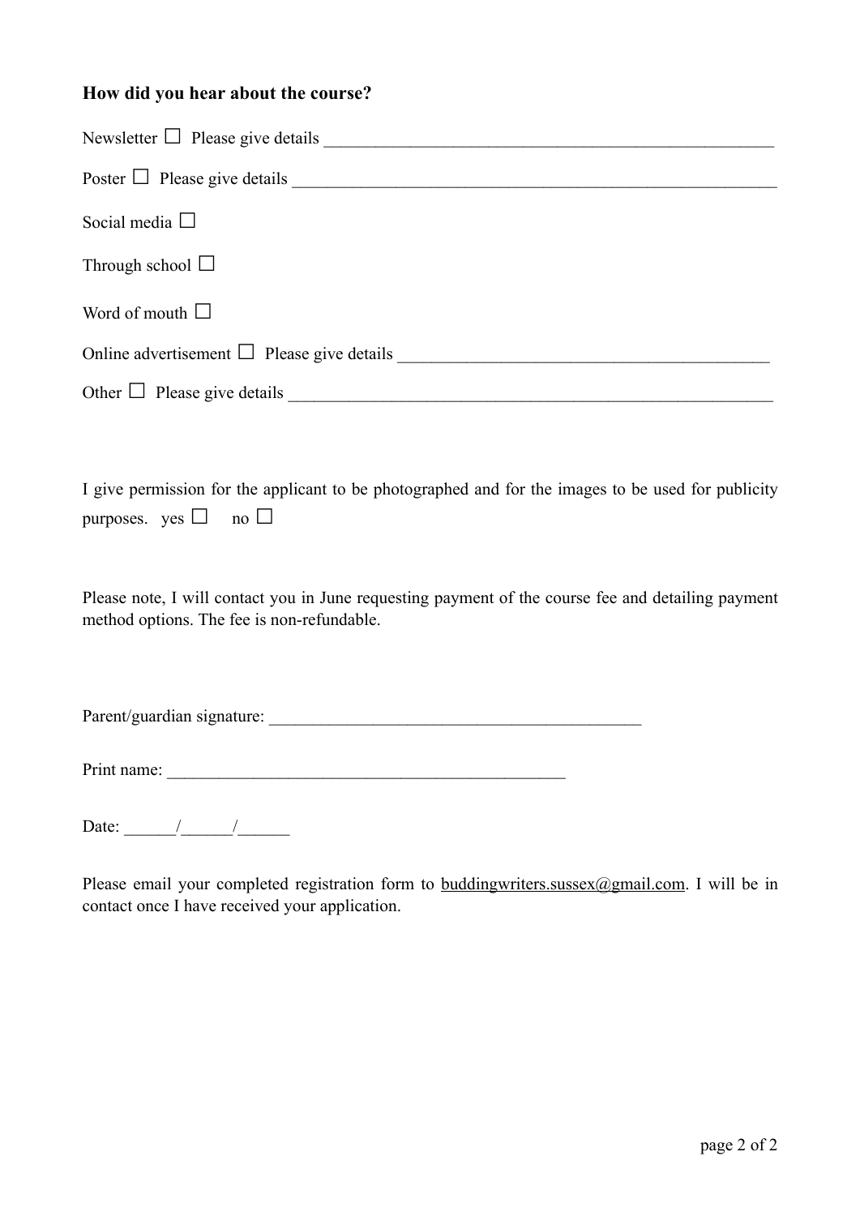**How did you hear about the course?**

Newsletter ☐ Please give details ______________________________________________________

Poster ☐ Please give details __________________________________________________________

Social media ☐

Through school ☐

Word of mouth ☐

Online advertisement ☐ Please give details ____________________________________________

Other ☐ Please give details __________________________________________________________

I give permission for the applicant to be photographed and for the images to be used for publicity purposes. yes ☐ no ☐

Please note, I will contact you in June requesting payment of the course fee and detailing payment method options. The fee is non-refundable.

Parent/guardian signature: ____________________________________________

Print name: _______________________________________________

Date: ______/______/______

Please email your completed registration form to buddingwriters.sussex@gmail.com. I will be in contact once I have received your application.